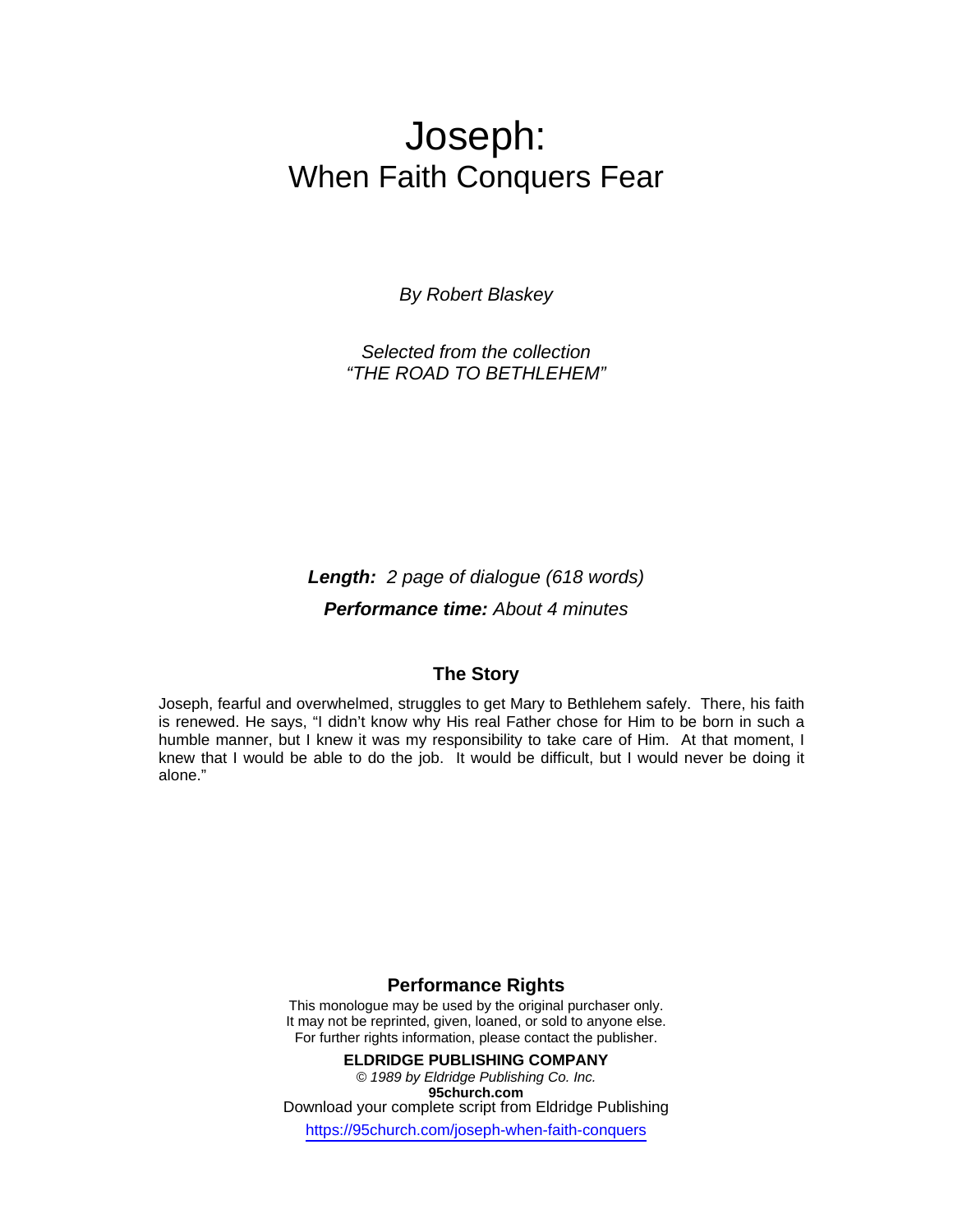# Joseph:

## When Faith Conquers Fear

*By Robert Blaskey*

*Selected from the collection*
*"THE ROAD TO BETHLEHEM"*

***Length:*** *2 page of dialogue (618 words)*

***Performance time:*** *About 4 minutes*

### The Story

Joseph, fearful and overwhelmed, struggles to get Mary to Bethlehem safely. There, his faith is renewed. He says, "I didn't know why His real Father chose for Him to be born in such a humble manner, but I knew it was my responsibility to take care of Him. At that moment, I knew that I would be able to do the job. It would be difficult, but I would never be doing it alone."

### Performance Rights

This monologue may be used by the original purchaser only.
It may not be reprinted, given, loaned, or sold to anyone else.
For further rights information, please contact the publisher.

**ELDRIDGE PUBLISHING COMPANY**
*© 1989 by Eldridge Publishing Co. Inc.*
**95church.com**
Download your complete script from Eldridge Publishing
https://95church.com/joseph-when-faith-conquers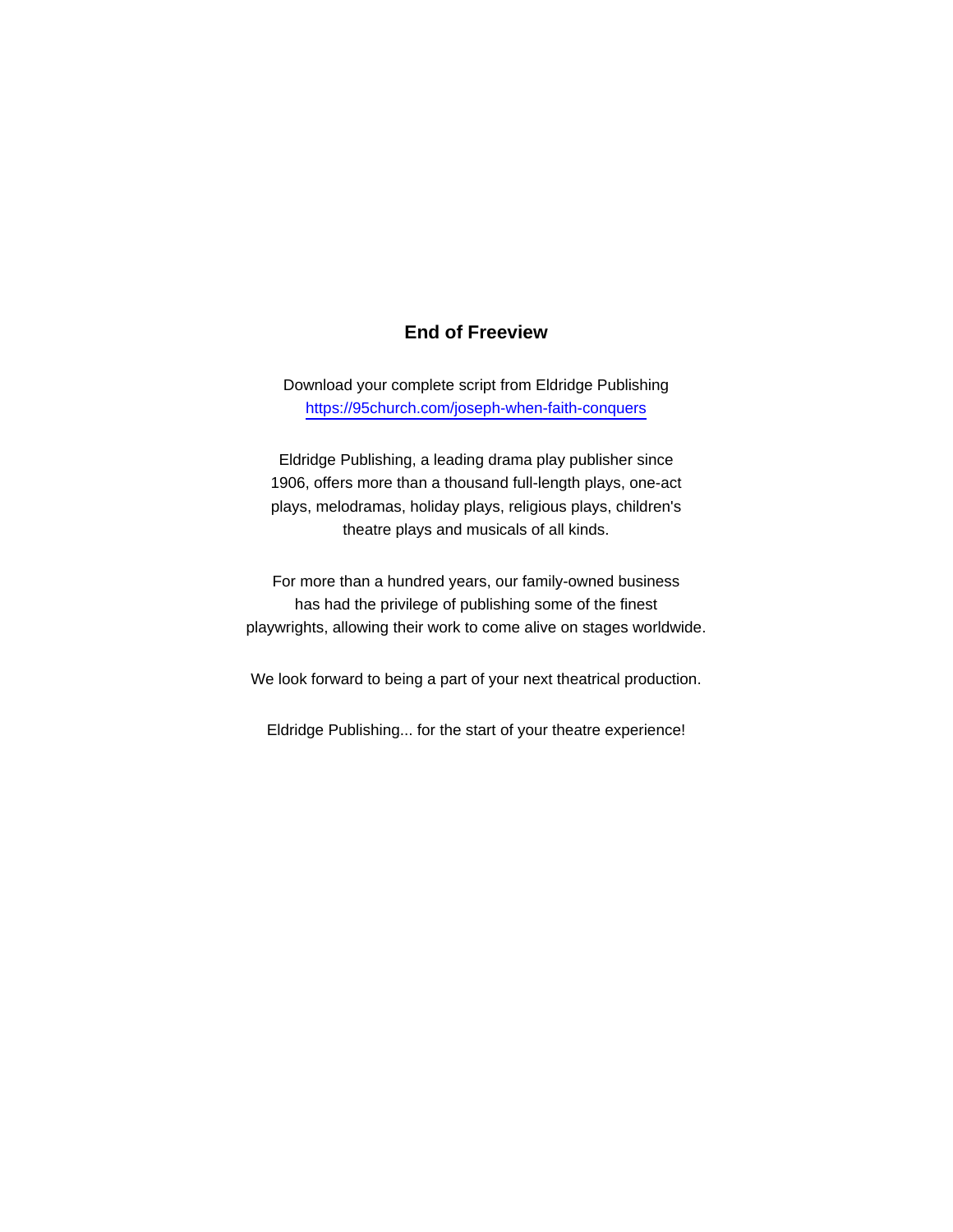**End of Freeview**

Download your complete script from Eldridge Publishing
https://95church.com/joseph-when-faith-conquers

Eldridge Publishing, a leading drama play publisher since 1906, offers more than a thousand full-length plays, one-act plays, melodramas, holiday plays, religious plays, children's theatre plays and musicals of all kinds.

For more than a hundred years, our family-owned business has had the privilege of publishing some of the finest playwrights, allowing their work to come alive on stages worldwide.

We look forward to being a part of your next theatrical production.

Eldridge Publishing... for the start of your theatre experience!